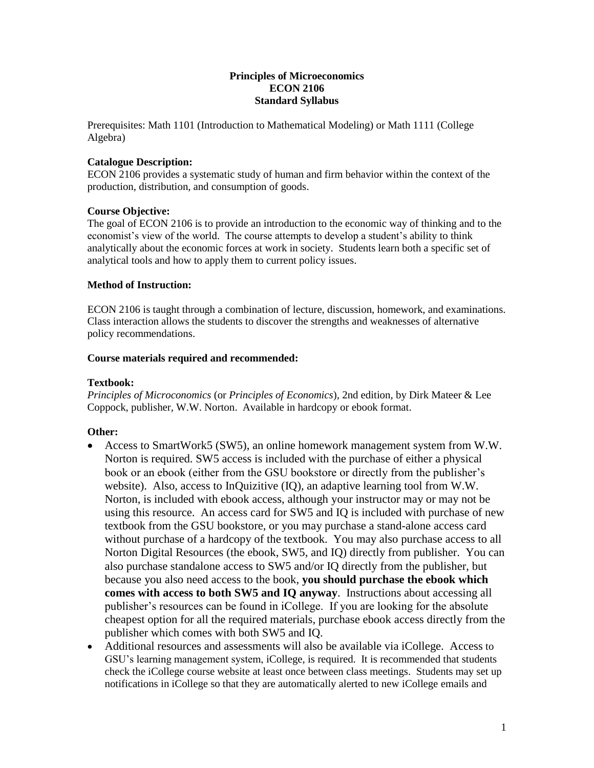# Principles of Microeconomics
## ECON 2106
## Standard Syllabus

Prerequisites: Math 1101 (Introduction to Mathematical Modeling) or Math 1111 (College Algebra)

**Catalogue Description:**

ECON 2106 provides a systematic study of human and firm behavior within the context of the production, distribution, and consumption of goods.

**Course Objective:**

The goal of ECON 2106 is to provide an introduction to the economic way of thinking and to the economist's view of the world. The course attempts to develop a student's ability to think analytically about the economic forces at work in society. Students learn both a specific set of analytical tools and how to apply them to current policy issues.

**Method of Instruction:**

ECON 2106 is taught through a combination of lecture, discussion, homework, and examinations. Class interaction allows the students to discover the strengths and weaknesses of alternative policy recommendations.

**Course materials required and recommended:**

**Textbook:**

*Principles of Microconomics* (or *Principles of Economics*), 2nd edition, by Dirk Mateer & Lee Coppock, publisher, W.W. Norton. Available in hardcopy or ebook format.

**Other:**

- Access to SmartWork5 (SW5), an online homework management system from W.W. Norton is required. SW5 access is included with the purchase of either a physical book or an ebook (either from the GSU bookstore or directly from the publisher's website). Also, access to InQuizitive (IQ), an adaptive learning tool from W.W. Norton, is included with ebook access, although your instructor may or may not be using this resource. An access card for SW5 and IQ is included with purchase of new textbook from the GSU bookstore, or you may purchase a stand-alone access card without purchase of a hardcopy of the textbook. You may also purchase access to all Norton Digital Resources (the ebook, SW5, and IQ) directly from publisher. You can also purchase standalone access to SW5 and/or IQ directly from the publisher, but because you also need access to the book, **you should purchase the ebook which comes with access to both SW5 and IQ anyway**. Instructions about accessing all publisher's resources can be found in iCollege. If you are looking for the absolute cheapest option for all the required materials, purchase ebook access directly from the publisher which comes with both SW5 and IQ.
- Additional resources and assessments will also be available via iCollege. Access to GSU's learning management system, iCollege, is required. It is recommended that students check the iCollege course website at least once between class meetings. Students may set up notifications in iCollege so that they are automatically alerted to new iCollege emails and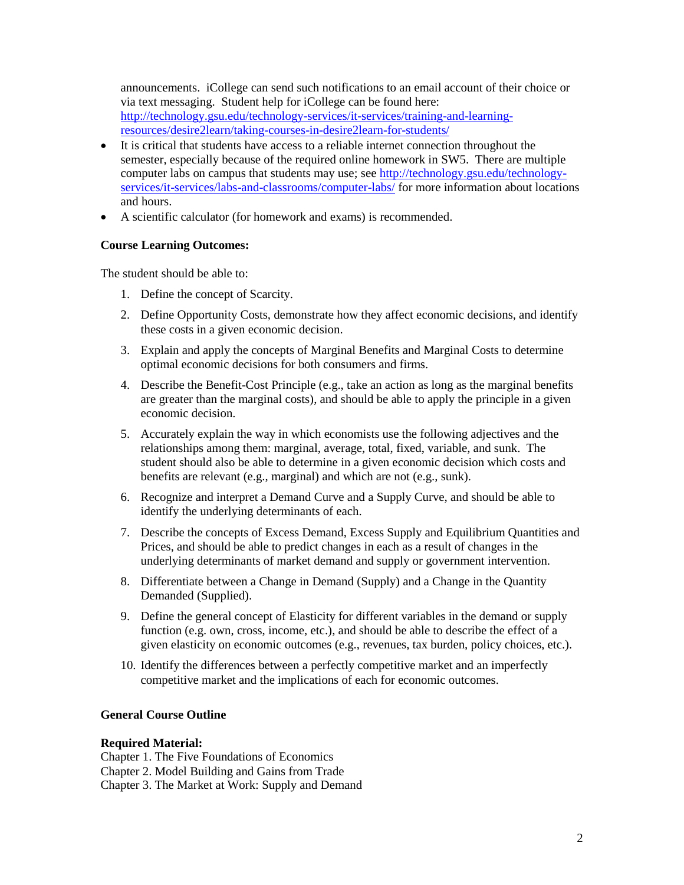announcements. iCollege can send such notifications to an email account of their choice or via text messaging. Student help for iCollege can be found here: [http://technology.gsu.edu/technology-services/it-services/training-and-learning-resources/desire2learn/taking-courses-in-desire2learn-for-students/](http://technology.gsu.edu/technology-services/it-services/training-and-learning-resources/desire2learn/taking-courses-in-desire2learn-for-students/)

- It is critical that students have access to a reliable internet connection throughout the semester, especially because of the required online homework in SW5. There are multiple computer labs on campus that students may use; see [http://technology.gsu.edu/technology-services/it-services/labs-and-classrooms/computer-labs/](http://technology.gsu.edu/technology-services/it-services/labs-and-classrooms/computer-labs/) for more information about locations and hours.
- A scientific calculator (for homework and exams) is recommended.

**Course Learning Outcomes:**

The student should be able to:

1. Define the concept of Scarcity.
2. Define Opportunity Costs, demonstrate how they affect economic decisions, and identify these costs in a given economic decision.
3. Explain and apply the concepts of Marginal Benefits and Marginal Costs to determine optimal economic decisions for both consumers and firms.
4. Describe the Benefit-Cost Principle (e.g., take an action as long as the marginal benefits are greater than the marginal costs), and should be able to apply the principle in a given economic decision.
5. Accurately explain the way in which economists use the following adjectives and the relationships among them: marginal, average, total, fixed, variable, and sunk. The student should also be able to determine in a given economic decision which costs and benefits are relevant (e.g., marginal) and which are not (e.g., sunk).
6. Recognize and interpret a Demand Curve and a Supply Curve, and should be able to identify the underlying determinants of each.
7. Describe the concepts of Excess Demand, Excess Supply and Equilibrium Quantities and Prices, and should be able to predict changes in each as a result of changes in the underlying determinants of market demand and supply or government intervention.
8. Differentiate between a Change in Demand (Supply) and a Change in the Quantity Demanded (Supplied).
9. Define the general concept of Elasticity for different variables in the demand or supply function (e.g. own, cross, income, etc.), and should be able to describe the effect of a given elasticity on economic outcomes (e.g., revenues, tax burden, policy choices, etc.).
10. Identify the differences between a perfectly competitive market and an imperfectly competitive market and the implications of each for economic outcomes.

**General Course Outline**

**Required Material:**

Chapter 1. The Five Foundations of Economics
Chapter 2. Model Building and Gains from Trade
Chapter 3. The Market at Work: Supply and Demand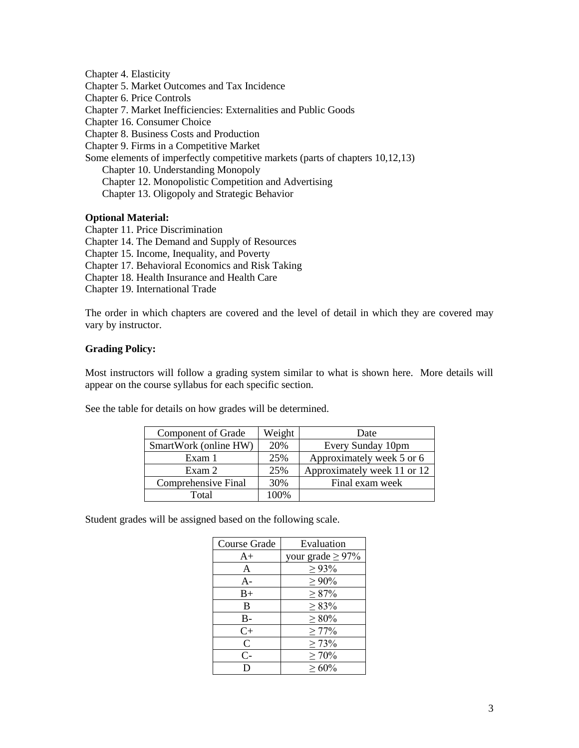Chapter 4. Elasticity
Chapter 5. Market Outcomes and Tax Incidence
Chapter 6. Price Controls
Chapter 7. Market Inefficiencies: Externalities and Public Goods
Chapter 16. Consumer Choice
Chapter 8. Business Costs and Production
Chapter 9. Firms in a Competitive Market
Some elements of imperfectly competitive markets (parts of chapters 10,12,13)

- Chapter 10. Understanding Monopoly
- Chapter 12. Monopolistic Competition and Advertising
- Chapter 13. Oligopoly and Strategic Behavior

**Optional Material:**

Chapter 11. Price Discrimination
Chapter 14. The Demand and Supply of Resources
Chapter 15. Income, Inequality, and Poverty
Chapter 17. Behavioral Economics and Risk Taking
Chapter 18. Health Insurance and Health Care
Chapter 19. International Trade

The order in which chapters are covered and the level of detail in which they are covered may vary by instructor.

**Grading Policy:**

Most instructors will follow a grading system similar to what is shown here. More details will appear on the course syllabus for each specific section.

See the table for details on how grades will be determined.

| Component of Grade | Weight | Date |
|---|---|---|
| SmartWork (online HW) | 20% | Every Sunday 10pm |
| Exam 1 | 25% | Approximately week 5 or 6 |
| Exam 2 | 25% | Approximately week 11 or 12 |
| Comprehensive Final | 30% | Final exam week |
| Total | 100% | |

Student grades will be assigned based on the following scale.

| Course Grade | Evaluation |
|---|---|
| A+ | your grade ≥ 97% |
| A | ≥ 93% |
| A- | ≥ 90% |
| B+ | ≥ 87% |
| B | ≥ 83% |
| B- | ≥ 80% |
| C+ | ≥ 77% |
| C | ≥ 73% |
| C- | ≥ 70% |
| D | ≥ 60% |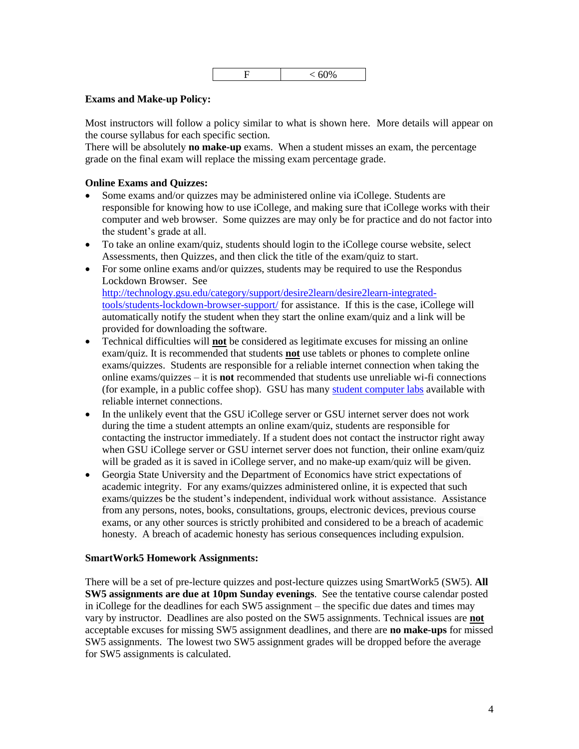| F | < 60% |
|---|---|

**Exams and Make-up Policy:**

Most instructors will follow a policy similar to what is shown here. More details will appear on the course syllabus for each specific section.
There will be absolutely **no make-up** exams. When a student misses an exam, the percentage grade on the final exam will replace the missing exam percentage grade.

**Online Exams and Quizzes:**

- Some exams and/or quizzes may be administered online via iCollege. Students are responsible for knowing how to use iCollege, and making sure that iCollege works with their computer and web browser. Some quizzes are may only be for practice and do not factor into the student's grade at all.
- To take an online exam/quiz, students should login to the iCollege course website, select Assessments, then Quizzes, and then click the title of the exam/quiz to start.
- For some online exams and/or quizzes, students may be required to use the Respondus Lockdown Browser. See [http://technology.gsu.edu/category/support/desire2learn/desire2learn-integrated-tools/students-lockdown-browser-support/](http://technology.gsu.edu/category/support/desire2learn/desire2learn-integrated-tools/students-lockdown-browser-support/) for assistance. If this is the case, iCollege will automatically notify the student when they start the online exam/quiz and a link will be provided for downloading the software.
- Technical difficulties will **not** be considered as legitimate excuses for missing an online exam/quiz. It is recommended that students **not** use tablets or phones to complete online exams/quizzes. Students are responsible for a reliable internet connection when taking the online exams/quizzes – it is **not** recommended that students use unreliable wi-fi connections (for example, in a public coffee shop). GSU has many student computer labs available with reliable internet connections.
- In the unlikely event that the GSU iCollege server or GSU internet server does not work during the time a student attempts an online exam/quiz, students are responsible for contacting the instructor immediately. If a student does not contact the instructor right away when GSU iCollege server or GSU internet server does not function, their online exam/quiz will be graded as it is saved in iCollege server, and no make-up exam/quiz will be given.
- Georgia State University and the Department of Economics have strict expectations of academic integrity. For any exams/quizzes administered online, it is expected that such exams/quizzes be the student's independent, individual work without assistance. Assistance from any persons, notes, books, consultations, groups, electronic devices, previous course exams, or any other sources is strictly prohibited and considered to be a breach of academic honesty. A breach of academic honesty has serious consequences including expulsion.

**SmartWork5 Homework Assignments:**

There will be a set of pre-lecture quizzes and post-lecture quizzes using SmartWork5 (SW5). **All SW5 assignments are due at 10pm Sunday evenings**. See the tentative course calendar posted in iCollege for the deadlines for each SW5 assignment – the specific due dates and times may vary by instructor. Deadlines are also posted on the SW5 assignments. Technical issues are **not** acceptable excuses for missing SW5 assignment deadlines, and there are **no make-ups** for missed SW5 assignments. The lowest two SW5 assignment grades will be dropped before the average for SW5 assignments is calculated.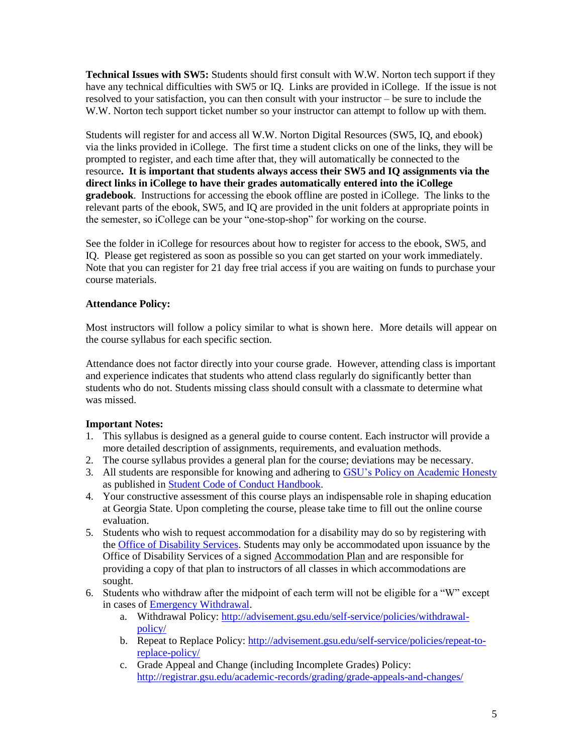**Technical Issues with SW5:** Students should first consult with W.W. Norton tech support if they have any technical difficulties with SW5 or IQ. Links are provided in iCollege. If the issue is not resolved to your satisfaction, you can then consult with your instructor – be sure to include the W.W. Norton tech support ticket number so your instructor can attempt to follow up with them.

Students will register for and access all W.W. Norton Digital Resources (SW5, IQ, and ebook) via the links provided in iCollege. The first time a student clicks on one of the links, they will be prompted to register, and each time after that, they will automatically be connected to the resource**. It is important that students always access their SW5 and IQ assignments via the direct links in iCollege to have their grades automatically entered into the iCollege gradebook**. Instructions for accessing the ebook offline are posted in iCollege. The links to the relevant parts of the ebook, SW5, and IQ are provided in the unit folders at appropriate points in the semester, so iCollege can be your "one-stop-shop" for working on the course.

See the folder in iCollege for resources about how to register for access to the ebook, SW5, and IQ. Please get registered as soon as possible so you can get started on your work immediately. Note that you can register for 21 day free trial access if you are waiting on funds to purchase your course materials.

**Attendance Policy:**

Most instructors will follow a policy similar to what is shown here. More details will appear on the course syllabus for each specific section.

Attendance does not factor directly into your course grade. However, attending class is important and experience indicates that students who attend class regularly do significantly better than students who do not. Students missing class should consult with a classmate to determine what was missed.

**Important Notes:**

1. This syllabus is designed as a general guide to course content. Each instructor will provide a more detailed description of assignments, requirements, and evaluation methods.
2. The course syllabus provides a general plan for the course; deviations may be necessary.
3. All students are responsible for knowing and adhering to GSU's Policy on Academic Honesty as published in Student Code of Conduct Handbook.
4. Your constructive assessment of this course plays an indispensable role in shaping education at Georgia State. Upon completing the course, please take time to fill out the online course evaluation.
5. Students who wish to request accommodation for a disability may do so by registering with the Office of Disability Services. Students may only be accommodated upon issuance by the Office of Disability Services of a signed Accommodation Plan and are responsible for providing a copy of that plan to instructors of all classes in which accommodations are sought.
6. Students who withdraw after the midpoint of each term will not be eligible for a "W" except in cases of Emergency Withdrawal.
   a. Withdrawal Policy: http://advisement.gsu.edu/self-service/policies/withdrawal-policy/
   b. Repeat to Replace Policy: http://advisement.gsu.edu/self-service/policies/repeat-to-replace-policy/
   c. Grade Appeal and Change (including Incomplete Grades) Policy: http://registrar.gsu.edu/academic-records/grading/grade-appeals-and-changes/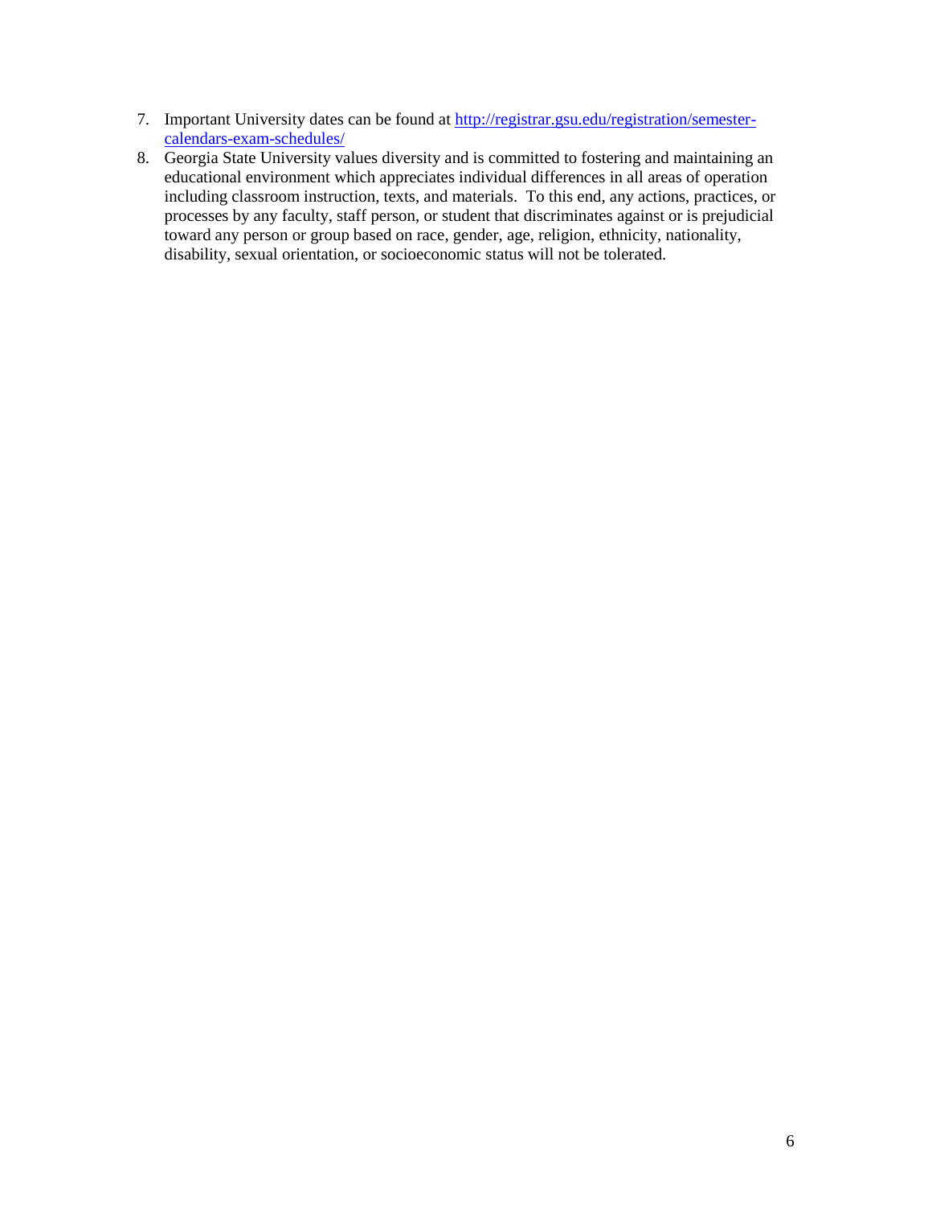7. Important University dates can be found at [http://registrar.gsu.edu/registration/semester-calendars-exam-schedules/](http://registrar.gsu.edu/registration/semester-calendars-exam-schedules/)
8. Georgia State University values diversity and is committed to fostering and maintaining an educational environment which appreciates individual differences in all areas of operation including classroom instruction, texts, and materials. To this end, any actions, practices, or processes by any faculty, staff person, or student that discriminates against or is prejudicial toward any person or group based on race, gender, age, religion, ethnicity, nationality, disability, sexual orientation, or socioeconomic status will not be tolerated.